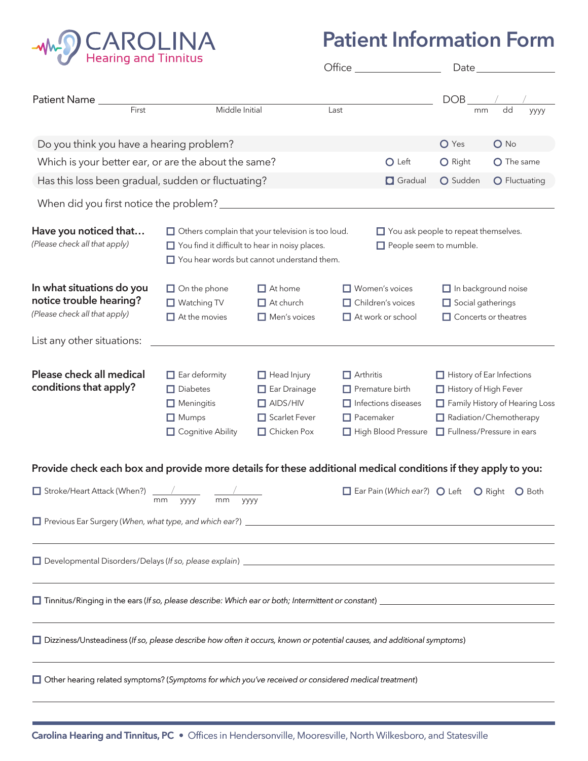CAROLINA
Hearing and Tinnitus

# Patient Information Form

Office ______________ Date ______________

Patient Name ________________________________________________ DOB ____/____/______
First    Middle Initial    Last    mm dd yyyy

| | | | |
|---|---|---|---|
| Do you think you have a hearing problem? | | ○ Yes | ○ No |
| Which is your better ear, or are the about the same? | ○ Left | ○ Right | ○ The same |
| Has this loss been gradual, sudden or fluctuating? | ◉ Gradual | ○ Sudden | ○ Fluctuating |

When did you first notice the problem? ____________________________________________

**Have you noticed that…**
*(Please check all that apply)*

- ☐ Others complain that your television is too loud.
- ☐ You find it difficult to hear in noisy places.
- ☐ You hear words but cannot understand them.
- ☐ You ask people to repeat themselves.
- ☐ People seem to mumble.

**In what situations do you notice trouble hearing?**
*(Please check all that apply)*

| | | | |
|---|---|---|---|
| ☐ On the phone | ☐ At home | ☐ Women's voices | ☐ In background noise |
| ☐ Watching TV | ☐ At church | ☐ Children's voices | ☐ Social gatherings |
| ☐ At the movies | ☐ Men's voices | ☐ At work or school | ☐ Concerts or theatres |

List any other situations: ____________________________________________

**Please check all medical conditions that apply?**

| | | | |
|---|---|---|---|
| ☐ Ear deformity | ☐ Head Injury | ☐ Arthritis | ☐ History of Ear Infections |
| ☐ Diabetes | ☐ Ear Drainage | ☐ Premature birth | ☐ History of High Fever |
| ☐ Meningitis | ☐ AIDS/HIV | ☐ Infections diseases | ☐ Family History of Hearing Loss |
| ☐ Mumps | ☐ Scarlet Fever | ☐ Pacemaker | ☐ Radiation/Chemotherapy |
| ☐ Cognitive Ability | ☐ Chicken Pox | ☐ High Blood Pressure | ☐ Fullness/Pressure in ears |

**Provide check each box and provide more details for these additional medical conditions if they apply to you:**

☐ Stroke/Heart Attack (When?) ____/______ (mm yyyy) ____/______ (mm yyyy)

☐ Ear Pain (*Which ear?*) ○ Left ○ Right ○ Both

☐ Previous Ear Surgery (*When, what type, and which ear?*) ____________________________________________

☐ Developmental Disorders/Delays (*If so, please explain*) ____________________________________________

☐ Tinnitus/Ringing in the ears (*If so, please describe: Which ear or both; Intermittent or constant*) ______________________

☐ Dizziness/Unsteadiness (*If so, please describe how often it occurs, known or potential causes, and additional symptoms*)

____________________________________________

☐ Other hearing related symptoms? (*Symptoms for which you've received or considered medical treatment*)

____________________________________________

**Carolina Hearing and Tinnitus, PC** • Offices in Hendersonville, Mooresville, North Wilkesboro, and Statesville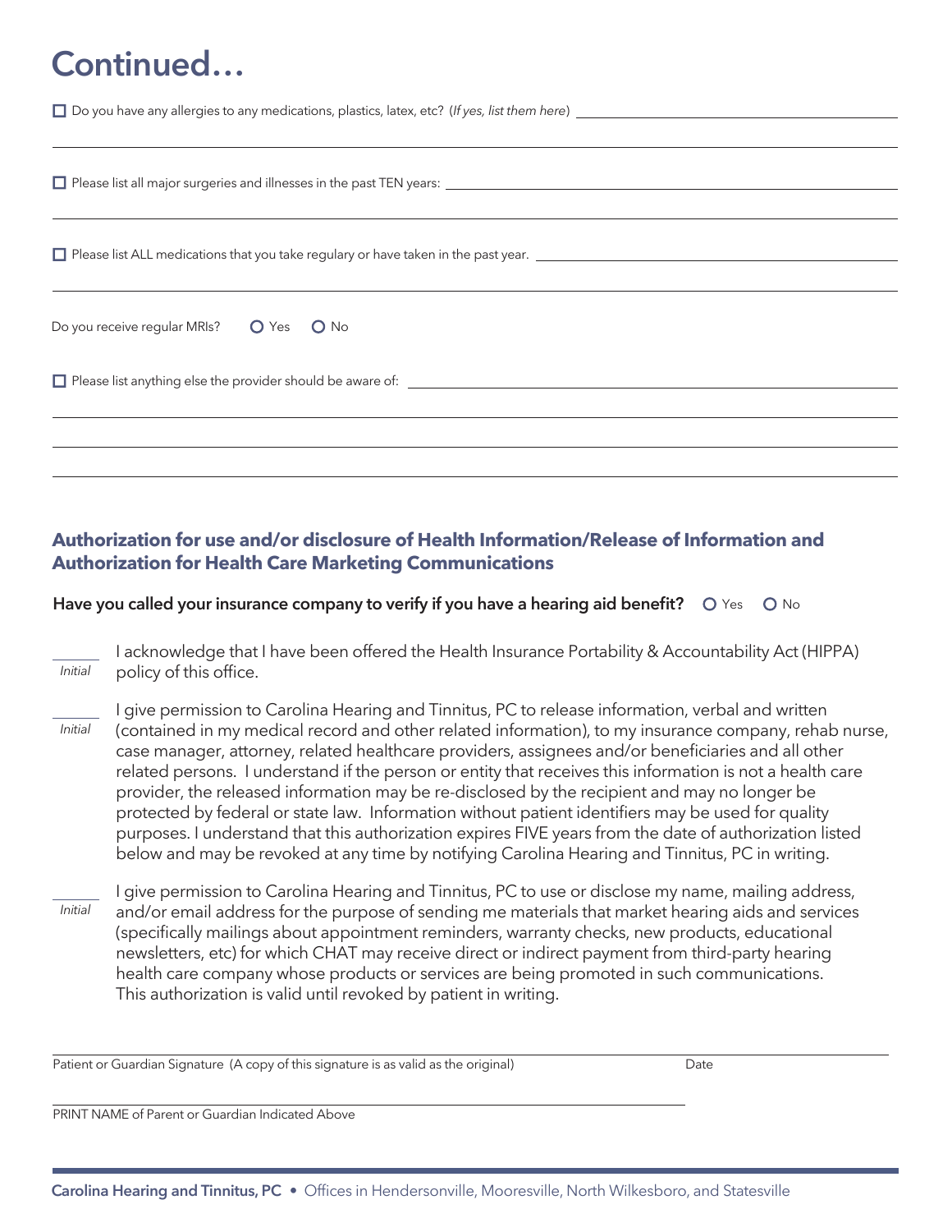# Continued…

☐ Do you have any allergies to any medications, plastics, latex, etc? (*If yes, list them here*) \_\_\_\_\_\_\_\_\_\_\_\_\_\_\_\_\_\_\_\_\_\_\_\_\_\_\_\_\_\_\_\_\_\_\_\_\_\_\_\_

\_\_\_\_\_\_\_\_\_\_\_\_\_\_\_\_\_\_\_\_\_\_\_\_\_\_\_\_\_\_\_\_\_\_\_\_\_\_\_\_\_\_\_\_\_\_\_\_\_\_\_\_\_\_\_\_\_\_\_\_\_\_\_\_\_\_\_\_\_\_\_\_\_\_\_\_\_\_

☐ Please list all major surgeries and illnesses in the past TEN years: \_\_\_\_\_\_\_\_\_\_\_\_\_\_\_\_\_\_\_\_\_\_\_\_\_\_\_\_\_\_\_\_\_\_\_\_\_\_\_\_

\_\_\_\_\_\_\_\_\_\_\_\_\_\_\_\_\_\_\_\_\_\_\_\_\_\_\_\_\_\_\_\_\_\_\_\_\_\_\_\_\_\_\_\_\_\_\_\_\_\_\_\_\_\_\_\_\_\_\_\_\_\_\_\_\_\_\_\_\_\_\_\_\_\_\_\_\_\_

☐ Please list ALL medications that you take regulary or have taken in the past year. \_\_\_\_\_\_\_\_\_\_\_\_\_\_\_\_\_\_\_\_\_\_\_\_\_\_\_\_\_\_\_\_\_\_\_\_\_\_\_\_

\_\_\_\_\_\_\_\_\_\_\_\_\_\_\_\_\_\_\_\_\_\_\_\_\_\_\_\_\_\_\_\_\_\_\_\_\_\_\_\_\_\_\_\_\_\_\_\_\_\_\_\_\_\_\_\_\_\_\_\_\_\_\_\_\_\_\_\_\_\_\_\_\_\_\_\_\_\_

Do you receive regular MRIs? ○ Yes ○ No

☐ Please list anything else the provider should be aware of: \_\_\_\_\_\_\_\_\_\_\_\_\_\_\_\_\_\_\_\_\_\_\_\_\_\_\_\_\_\_\_\_\_\_\_\_\_\_\_\_

\_\_\_\_\_\_\_\_\_\_\_\_\_\_\_\_\_\_\_\_\_\_\_\_\_\_\_\_\_\_\_\_\_\_\_\_\_\_\_\_\_\_\_\_\_\_\_\_\_\_\_\_\_\_\_\_\_\_\_\_\_\_\_\_\_\_\_\_\_\_\_\_\_\_\_\_\_\_

\_\_\_\_\_\_\_\_\_\_\_\_\_\_\_\_\_\_\_\_\_\_\_\_\_\_\_\_\_\_\_\_\_\_\_\_\_\_\_\_\_\_\_\_\_\_\_\_\_\_\_\_\_\_\_\_\_\_\_\_\_\_\_\_\_\_\_\_\_\_\_\_\_\_\_\_\_\_

\_\_\_\_\_\_\_\_\_\_\_\_\_\_\_\_\_\_\_\_\_\_\_\_\_\_\_\_\_\_\_\_\_\_\_\_\_\_\_\_\_\_\_\_\_\_\_\_\_\_\_\_\_\_\_\_\_\_\_\_\_\_\_\_\_\_\_\_\_\_\_\_\_\_\_\_\_\_

## Authorization for use and/or disclosure of Health Information/Release of Information and Authorization for Health Care Marketing Communications

**Have you called your insurance company to verify if you have a hearing aid benefit?** ○ Yes ○ No

\_\_\_\_\_\_ *Initial* I acknowledge that I have been offered the Health Insurance Portability & Accountability Act (HIPPA) policy of this office.

\_\_\_\_\_\_ *Initial* I give permission to Carolina Hearing and Tinnitus, PC to release information, verbal and written (contained in my medical record and other related information), to my insurance company, rehab nurse, case manager, attorney, related healthcare providers, assignees and/or beneficiaries and all other related persons. I understand if the person or entity that receives this information is not a health care provider, the released information may be re-disclosed by the recipient and may no longer be protected by federal or state law. Information without patient identifiers may be used for quality purposes. I understand that this authorization expires FIVE years from the date of authorization listed below and may be revoked at any time by notifying Carolina Hearing and Tinnitus, PC in writing.

\_\_\_\_\_\_ *Initial* I give permission to Carolina Hearing and Tinnitus, PC to use or disclose my name, mailing address, and/or email address for the purpose of sending me materials that market hearing aids and services (specifically mailings about appointment reminders, warranty checks, new products, educational newsletters, etc) for which CHAT may receive direct or indirect payment from third-party hearing health care company whose products or services are being promoted in such communications. This authorization is valid until revoked by patient in writing.

\_\_\_\_\_\_\_\_\_\_\_\_\_\_\_\_\_\_\_\_\_\_\_\_\_\_\_\_\_\_\_\_\_\_\_\_\_\_\_\_\_\_\_\_\_\_\_\_\_\_\_\_\_\_\_\_\_\_\_\_\_\_\_\_\_\_\_\_\_\_\_\_\_\_\_\_\_\_

Patient or Guardian Signature (A copy of this signature is as valid as the original) Date

\_\_\_\_\_\_\_\_\_\_\_\_\_\_\_\_\_\_\_\_\_\_\_\_\_\_\_\_\_\_\_\_\_\_\_\_\_\_\_\_\_\_\_\_\_\_\_\_\_\_\_\_\_\_\_\_\_\_\_\_

PRINT NAME of Parent or Guardian Indicated Above

**Carolina Hearing and Tinnitus, PC** • Offices in Hendersonville, Mooresville, North Wilkesboro, and Statesville